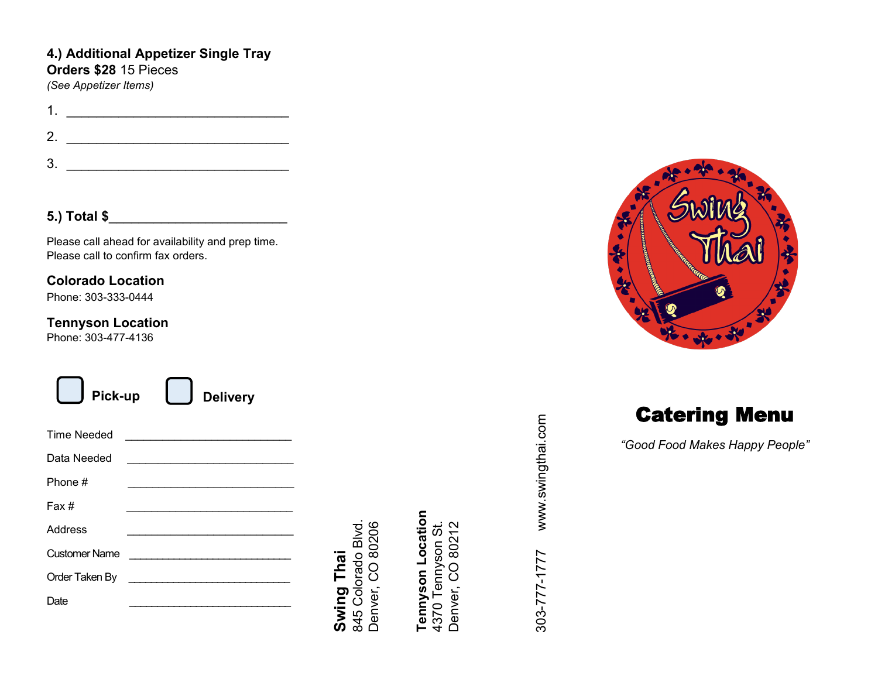**4.) Additional Appetizer Single Tray Orders $28** 15 Pieces
*(See Appetizer Items)*

1. ______________________________
2. ______________________________
3. ______________________________

**5.) Total $**________________________

Please call ahead for availability and prep time.
Please call to confirm fax orders.

**Colorado Location**
Phone: 303-333-0444

**Tennyson Location**
Phone: 303-477-4136

☐ **Pick-up** ☐ **Delivery**

Time Needed ________________________

Data Needed ________________________

Phone # ________________________

Fax # ________________________

Address ________________________

Customer Name ________________________

Order Taken By ________________________

Date ________________________

**Swing Thai**
845 Colorado Blvd.
Denver, CO 80206

**Tennyson Location**
4370 Tennyson St.
Denver, CO 80212

303-777-1777 www.swingthai.com

Swing Thai

# Catering Menu

*"Good Food Makes Happy People"*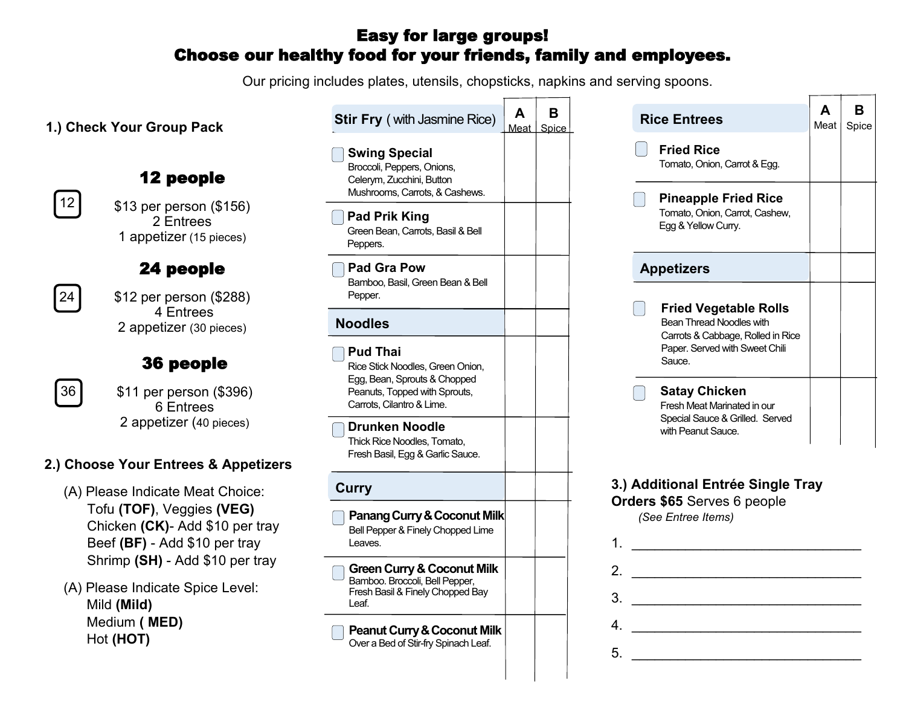# Easy for large groups!
# Choose our healthy food for your friends, family and employees.

Our pricing includes plates, utensils, chopsticks, napkins and serving spoons.

## 1.) Check Your Group Pack

### 12 people

☐ 12

$13 per person ($156)
2 Entrees
1 appetizer (15 pieces)

### 24 people

☐ 24

$12 per person ($288)
4 Entrees
2 appetizer (30 pieces)

### 36 people

☐ 36

$11 per person ($396)
6 Entrees
2 appetizer (40 pieces)

## 2.) Choose Your Entrees & Appetizers

(A) Please Indicate Meat Choice:
- Tofu **(TOF)**, Veggies **(VEG)**
- Chicken **(CK)**- Add $10 per tray
- Beef **(BF)** - Add $10 per tray
- Shrimp **(SH)** - Add $10 per tray

(A) Please Indicate Spice Level:
- Mild **(Mild)**
- Medium **( MED)**
- Hot **(HOT)**

| Stir Fry ( with Jasmine Rice) | A Meat | B Spice |
|---|---|---|
| ☐ **Swing Special** Broccoli, Peppers, Onions, Celerym, Zucchini, Button Mushrooms, Carrots, & Cashews. | | |
| ☐ **Pad Prik King** Green Bean, Carrots, Basil & Bell Peppers. | | |
| ☐ **Pad Gra Pow** Bamboo, Basil, Green Bean & Bell Pepper. | | |
| **Noodles** | | |
| ☐ **Pud Thai** Rice Stick Noodles, Green Onion, Egg, Bean, Sprouts & Chopped Peanuts, Topped with Sprouts, Carrots, Cilantro & Lime. | | |
| ☐ **Drunken Noodle** Thick Rice Noodles, Tomato, Fresh Basil, Egg & Garlic Sauce. | | |
| **Curry** | | |
| ☐ **Panang Curry & Coconut Milk** Bell Pepper & Finely Chopped Lime Leaves. | | |
| ☐ **Green Curry & Coconut Milk** Bamboo. Broccoli, Bell Pepper, Fresh Basil & Finely Chopped Bay Leaf. | | |
| ☐ **Peanut Curry & Coconut Milk** Over a Bed of Stir-fry Spinach Leaf. | | |

| Rice Entrees | A Meat | B Spice |
|---|---|---|
| ☐ **Fried Rice** Tomato, Onion, Carrot & Egg. | | |
| ☐ **Pineapple Fried Rice** Tomato, Onion, Carrot, Cashew, Egg & Yellow Curry. | | |
| **Appetizers** | | |
| ☐ **Fried Vegetable Rolls** Bean Thread Noodles with Carrots & Cabbage, Rolled in Rice Paper. Served with Sweet Chili Sauce. | | |
| ☐ **Satay Chicken** Fresh Meat Marinated in our Special Sauce & Grilled. Served with Peanut Sauce. | | |

## 3.) Additional Entrée Single Tray Orders $65 Serves 6 people

*(See Entree Items)*

1. ______________________________
2. ______________________________
3. ______________________________
4. ______________________________
5. ______________________________